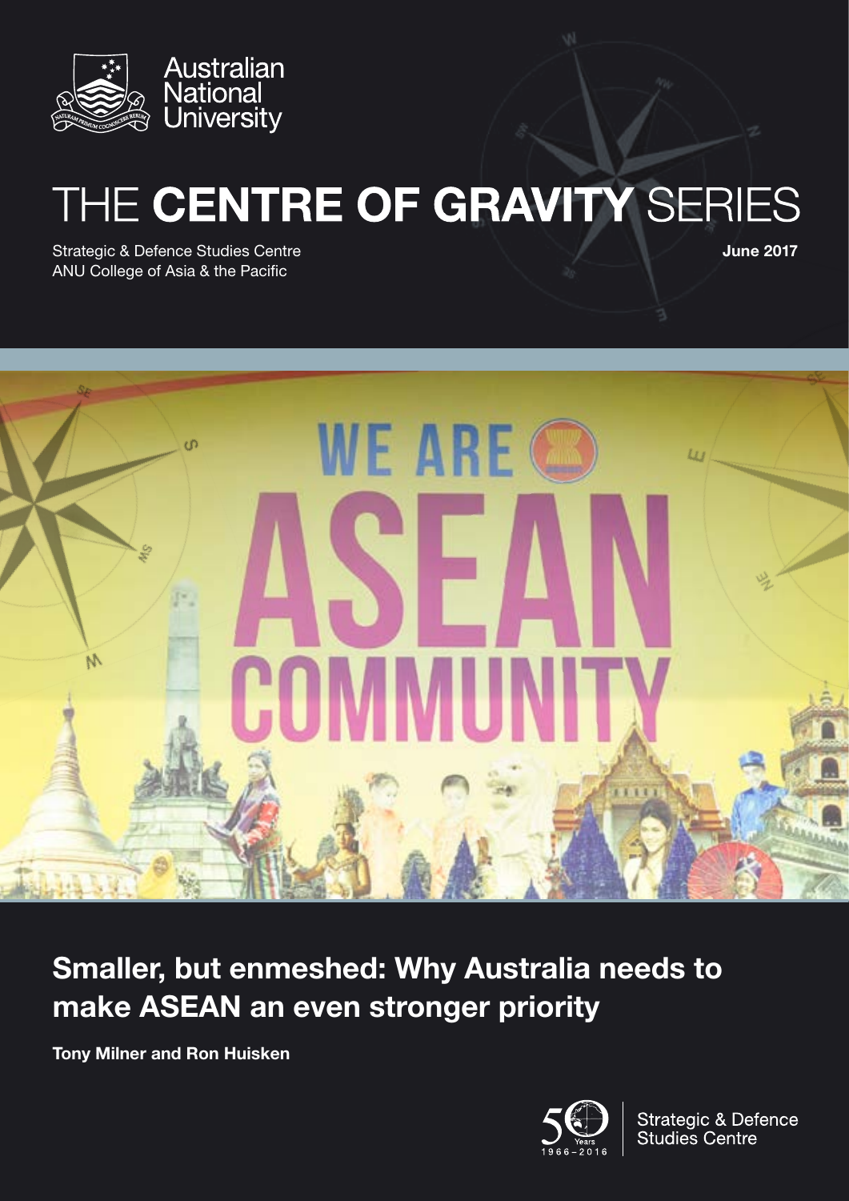Australian National University

# THE **CENTRE OF GRAVITY** SERIES

Strategic & Defence Studies Centre
ANU College of Asia & the Pacific

**June 2017**

## Smaller, but enmeshed: Why Australia needs to make ASEAN an even stronger priority

**Tony Milner and Ron Huisken**

Strategic & Defence Studies Centre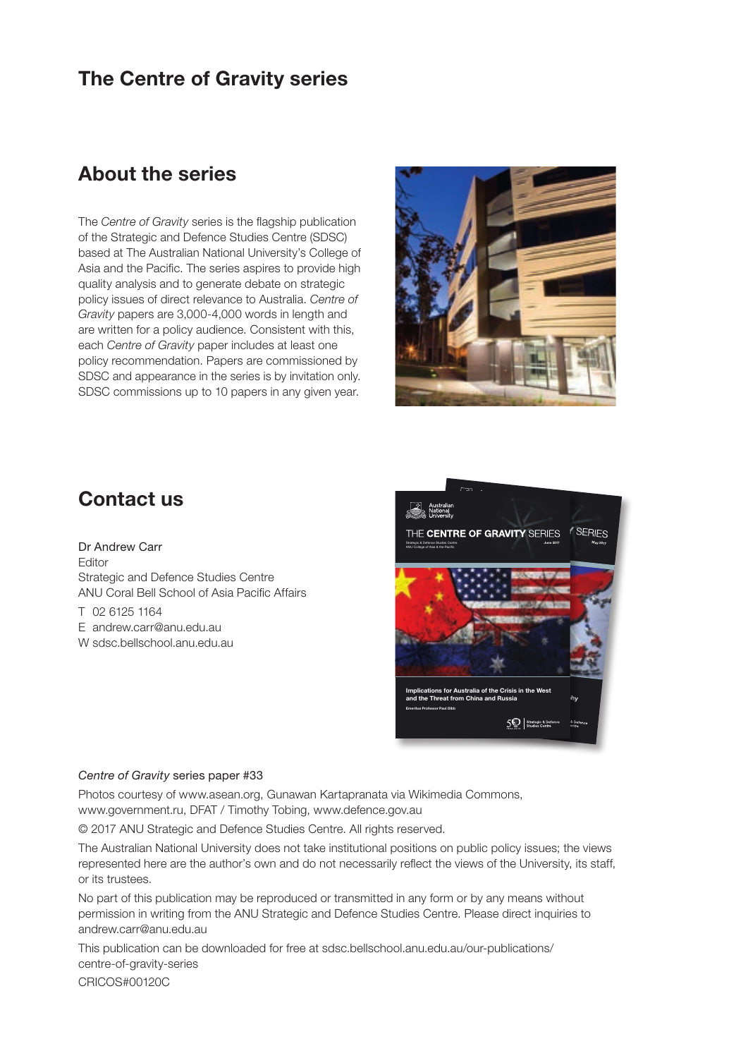# The Centre of Gravity series

## About the series

The *Centre of Gravity* series is the flagship publication of the Strategic and Defence Studies Centre (SDSC) based at The Australian National University's College of Asia and the Pacific. The series aspires to provide high quality analysis and to generate debate on strategic policy issues of direct relevance to Australia. *Centre of Gravity* papers are 3,000-4,000 words in length and are written for a policy audience. Consistent with this, each *Centre of Gravity* paper includes at least one policy recommendation. Papers are commissioned by SDSC and appearance in the series is by invitation only. SDSC commissions up to 10 papers in any given year.

## Contact us

Dr Andrew Carr
Editor
Strategic and Defence Studies Centre
ANU Coral Bell School of Asia Pacific Affairs

T 02 6125 1164
E andrew.carr@anu.edu.au
W sdsc.bellschool.anu.edu.au

*Centre of Gravity* series paper #33

Photos courtesy of www.asean.org, Gunawan Kartapranata via Wikimedia Commons, www.government.ru, DFAT / Timothy Tobing, www.defence.gov.au

© 2017 ANU Strategic and Defence Studies Centre. All rights reserved.

The Australian National University does not take institutional positions on public policy issues; the views represented here are the author's own and do not necessarily reflect the views of the University, its staff, or its trustees.

No part of this publication may be reproduced or transmitted in any form or by any means without permission in writing from the ANU Strategic and Defence Studies Centre. Please direct inquiries to andrew.carr@anu.edu.au

This publication can be downloaded for free at sdsc.bellschool.anu.edu.au/our-publications/centre-of-gravity-series

CRICOS#00120C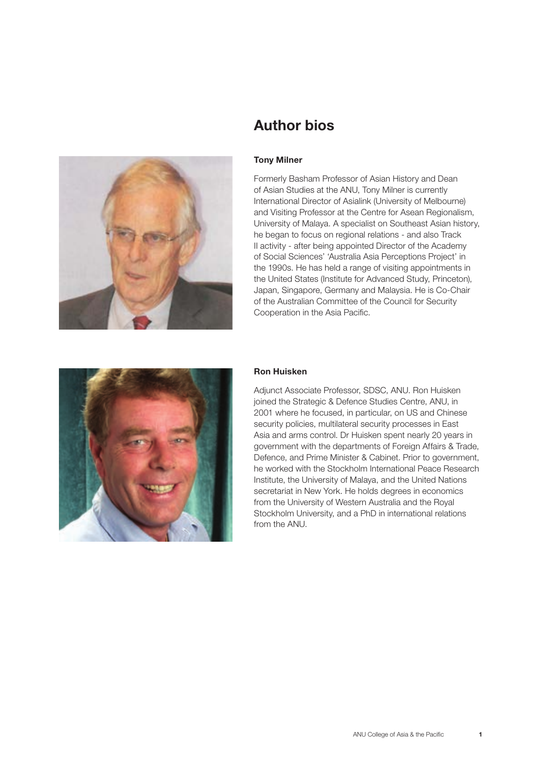# Author bios

### Tony Milner

Formerly Basham Professor of Asian History and Dean of Asian Studies at the ANU, Tony Milner is currently International Director of Asialink (University of Melbourne) and Visiting Professor at the Centre for Asean Regionalism, University of Malaya. A specialist on Southeast Asian history, he began to focus on regional relations - and also Track II activity - after being appointed Director of the Academy of Social Sciences' 'Australia Asia Perceptions Project' in the 1990s. He has held a range of visiting appointments in the United States (Institute for Advanced Study, Princeton), Japan, Singapore, Germany and Malaysia. He is Co-Chair of the Australian Committee of the Council for Security Cooperation in the Asia Pacific.

### Ron Huisken

Adjunct Associate Professor, SDSC, ANU. Ron Huisken joined the Strategic & Defence Studies Centre, ANU, in 2001 where he focused, in particular, on US and Chinese security policies, multilateral security processes in East Asia and arms control. Dr Huisken spent nearly 20 years in government with the departments of Foreign Affairs & Trade, Defence, and Prime Minister & Cabinet. Prior to government, he worked with the Stockholm International Peace Research Institute, the University of Malaya, and the United Nations secretariat in New York. He holds degrees in economics from the University of Western Australia and the Royal Stockholm University, and a PhD in international relations from the ANU.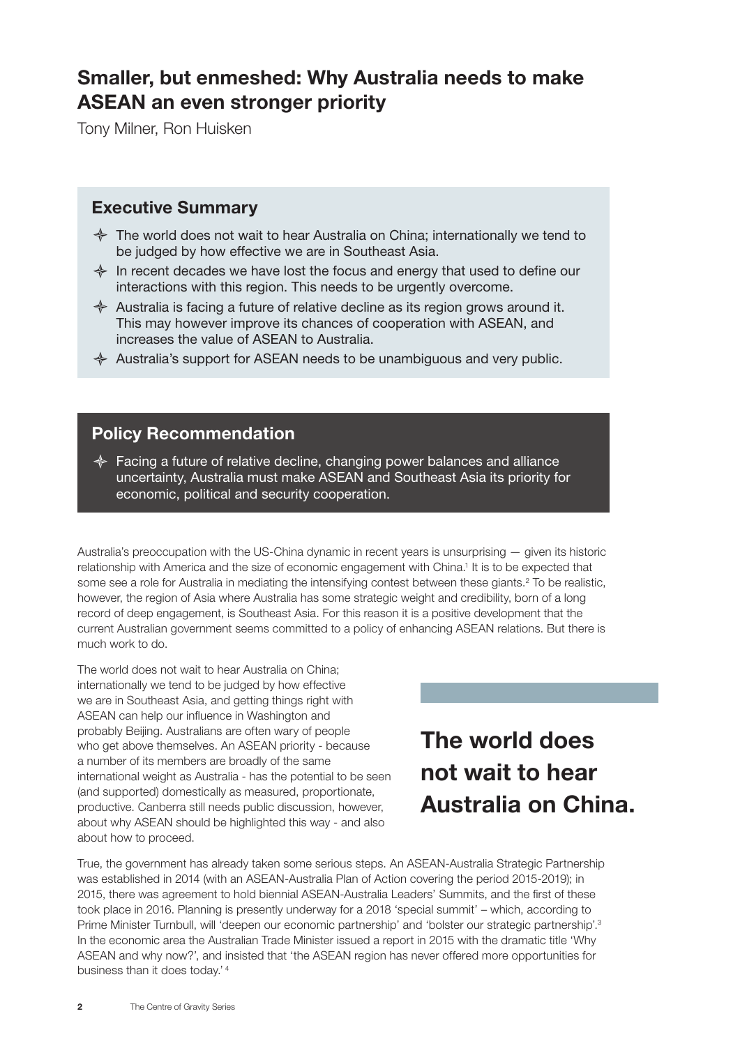# Smaller, but enmeshed: Why Australia needs to make ASEAN an even stronger priority

Tony Milner, Ron Huisken

## Executive Summary

- The world does not wait to hear Australia on China; internationally we tend to be judged by how effective we are in Southeast Asia.
- In recent decades we have lost the focus and energy that used to define our interactions with this region. This needs to be urgently overcome.
- Australia is facing a future of relative decline as its region grows around it. This may however improve its chances of cooperation with ASEAN, and increases the value of ASEAN to Australia.
- Australia's support for ASEAN needs to be unambiguous and very public.

## Policy Recommendation

- Facing a future of relative decline, changing power balances and alliance uncertainty, Australia must make ASEAN and Southeast Asia its priority for economic, political and security cooperation.

Australia's preoccupation with the US-China dynamic in recent years is unsurprising — given its historic relationship with America and the size of economic engagement with China.[1] It is to be expected that some see a role for Australia in mediating the intensifying contest between these giants.[2] To be realistic, however, the region of Asia where Australia has some strategic weight and credibility, born of a long record of deep engagement, is Southeast Asia. For this reason it is a positive development that the current Australian government seems committed to a policy of enhancing ASEAN relations. But there is much work to do.

The world does not wait to hear Australia on China; internationally we tend to be judged by how effective we are in Southeast Asia, and getting things right with ASEAN can help our influence in Washington and probably Beijing. Australians are often wary of people who get above themselves. An ASEAN priority - because a number of its members are broadly of the same international weight as Australia - has the potential to be seen (and supported) domestically as measured, proportionate, productive. Canberra still needs public discussion, however, about why ASEAN should be highlighted this way - and also about how to proceed.

**The world does not wait to hear Australia on China.**

True, the government has already taken some serious steps. An ASEAN-Australia Strategic Partnership was established in 2014 (with an ASEAN-Australia Plan of Action covering the period 2015-2019); in 2015, there was agreement to hold biennial ASEAN-Australia Leaders' Summits, and the first of these took place in 2016. Planning is presently underway for a 2018 'special summit' – which, according to Prime Minister Turnbull, will 'deepen our economic partnership' and 'bolster our strategic partnership'.[3] In the economic area the Australian Trade Minister issued a report in 2015 with the dramatic title 'Why ASEAN and why now?', and insisted that 'the ASEAN region has never offered more opportunities for business than it does today.'[4]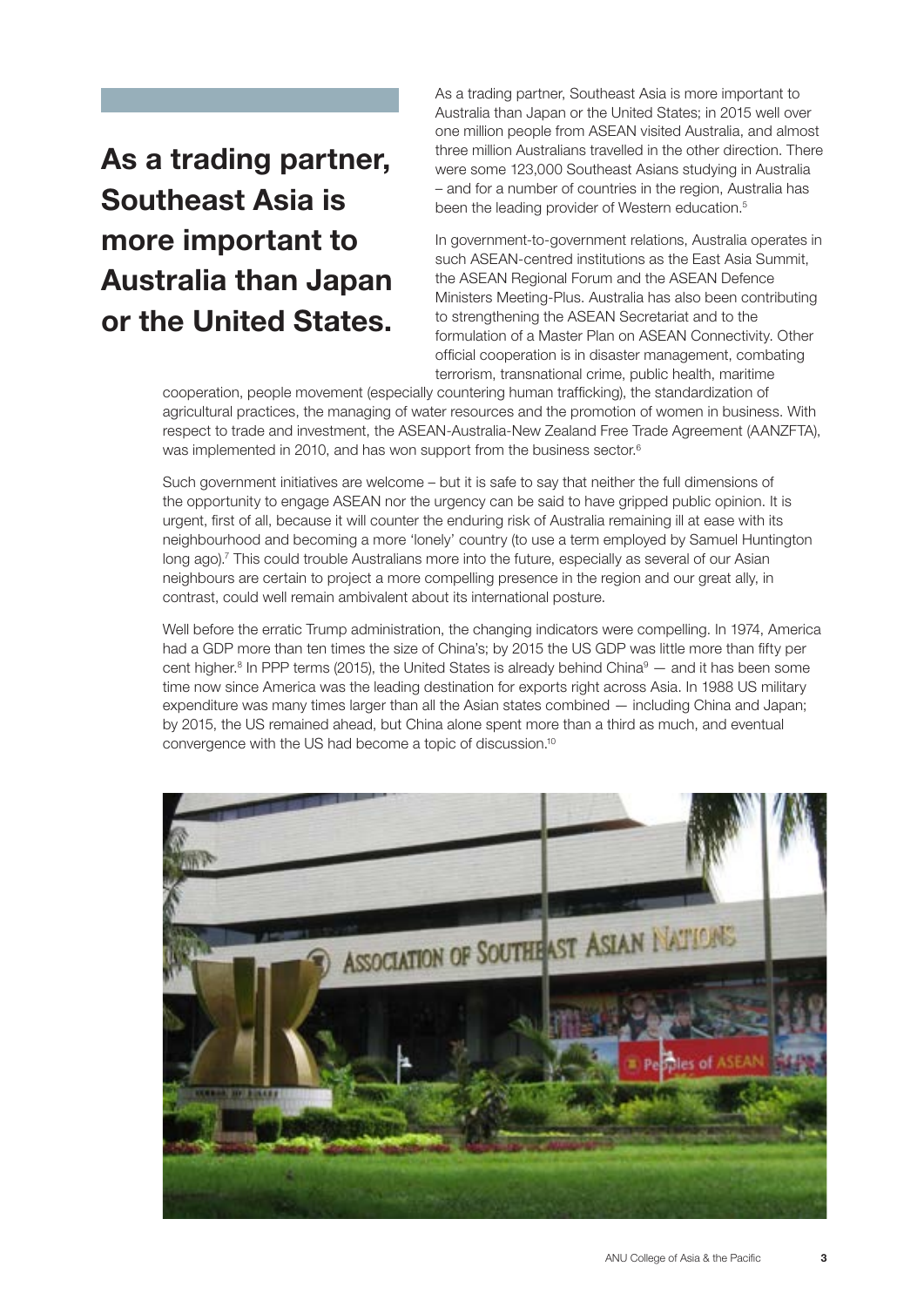**As a trading partner, Southeast Asia is more important to Australia than Japan or the United States.**

As a trading partner, Southeast Asia is more important to Australia than Japan or the United States; in 2015 well over one million people from ASEAN visited Australia, and almost three million Australians travelled in the other direction. There were some 123,000 Southeast Asians studying in Australia – and for a number of countries in the region, Australia has been the leading provider of Western education.[5]

In government-to-government relations, Australia operates in such ASEAN-centred institutions as the East Asia Summit, the ASEAN Regional Forum and the ASEAN Defence Ministers Meeting-Plus. Australia has also been contributing to strengthening the ASEAN Secretariat and to the formulation of a Master Plan on ASEAN Connectivity. Other official cooperation is in disaster management, combating terrorism, transnational crime, public health, maritime cooperation, people movement (especially countering human trafficking), the standardization of agricultural practices, the managing of water resources and the promotion of women in business. With respect to trade and investment, the ASEAN-Australia-New Zealand Free Trade Agreement (AANZFTA), was implemented in 2010, and has won support from the business sector.[6]

Such government initiatives are welcome – but it is safe to say that neither the full dimensions of the opportunity to engage ASEAN nor the urgency can be said to have gripped public opinion. It is urgent, first of all, because it will counter the enduring risk of Australia remaining ill at ease with its neighbourhood and becoming a more 'lonely' country (to use a term employed by Samuel Huntington long ago).[7] This could trouble Australians more into the future, especially as several of our Asian neighbours are certain to project a more compelling presence in the region and our great ally, in contrast, could well remain ambivalent about its international posture.

Well before the erratic Trump administration, the changing indicators were compelling. In 1974, America had a GDP more than ten times the size of China's; by 2015 the US GDP was little more than fifty per cent higher.[8] In PPP terms (2015), the United States is already behind China[9] — and it has been some time now since America was the leading destination for exports right across Asia. In 1988 US military expenditure was many times larger than all the Asian states combined — including China and Japan; by 2015, the US remained ahead, but China alone spent more than a third as much, and eventual convergence with the US had become a topic of discussion.[10]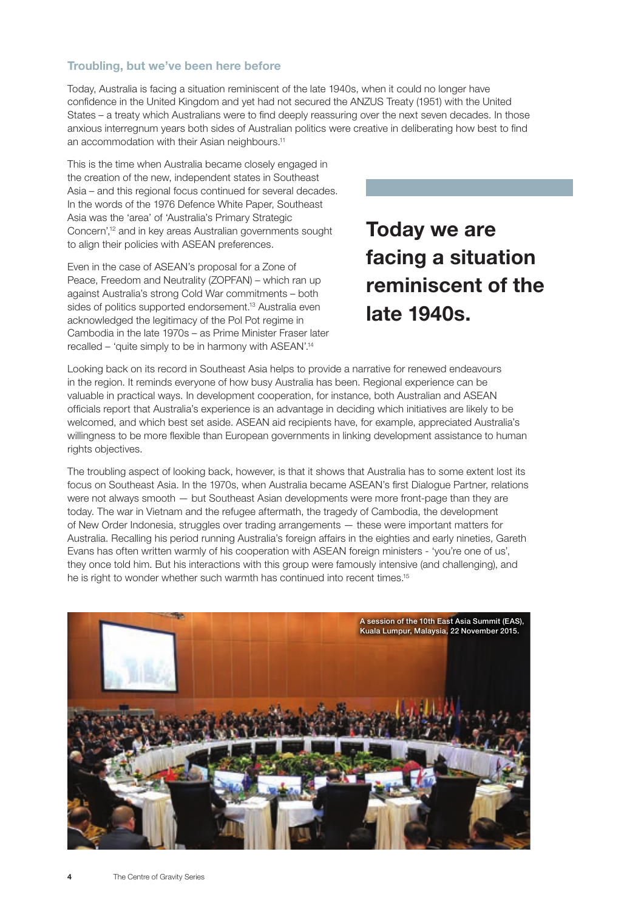### Troubling, but we've been here before

Today, Australia is facing a situation reminiscent of the late 1940s, when it could no longer have confidence in the United Kingdom and yet had not secured the ANZUS Treaty (1951) with the United States – a treaty which Australians were to find deeply reassuring over the next seven decades. In those anxious interregnum years both sides of Australian politics were creative in deliberating how best to find an accommodation with their Asian neighbours.[11]

This is the time when Australia became closely engaged in the creation of the new, independent states in Southeast Asia – and this regional focus continued for several decades. In the words of the 1976 Defence White Paper, Southeast Asia was the 'area' of 'Australia's Primary Strategic Concern',[12] and in key areas Australian governments sought to align their policies with ASEAN preferences.

Even in the case of ASEAN's proposal for a Zone of Peace, Freedom and Neutrality (ZOPFAN) – which ran up against Australia's strong Cold War commitments – both sides of politics supported endorsement.[13] Australia even acknowledged the legitimacy of the Pol Pot regime in Cambodia in the late 1970s – as Prime Minister Fraser later recalled – 'quite simply to be in harmony with ASEAN'.[14]

**Today we are facing a situation reminiscent of the late 1940s.**

Looking back on its record in Southeast Asia helps to provide a narrative for renewed endeavours in the region. It reminds everyone of how busy Australia has been. Regional experience can be valuable in practical ways. In development cooperation, for instance, both Australian and ASEAN officials report that Australia's experience is an advantage in deciding which initiatives are likely to be welcomed, and which best set aside. ASEAN aid recipients have, for example, appreciated Australia's willingness to be more flexible than European governments in linking development assistance to human rights objectives.

The troubling aspect of looking back, however, is that it shows that Australia has to some extent lost its focus on Southeast Asia. In the 1970s, when Australia became ASEAN's first Dialogue Partner, relations were not always smooth — but Southeast Asian developments were more front-page than they are today. The war in Vietnam and the refugee aftermath, the tragedy of Cambodia, the development of New Order Indonesia, struggles over trading arrangements — these were important matters for Australia. Recalling his period running Australia's foreign affairs in the eighties and early nineties, Gareth Evans has often written warmly of his cooperation with ASEAN foreign ministers - 'you're one of us', they once told him. But his interactions with this group were famously intensive (and challenging), and he is right to wonder whether such warmth has continued into recent times.[15]

A session of the 10th East Asia Summit (EAS), Kuala Lumpur, Malaysia, 22 November 2015.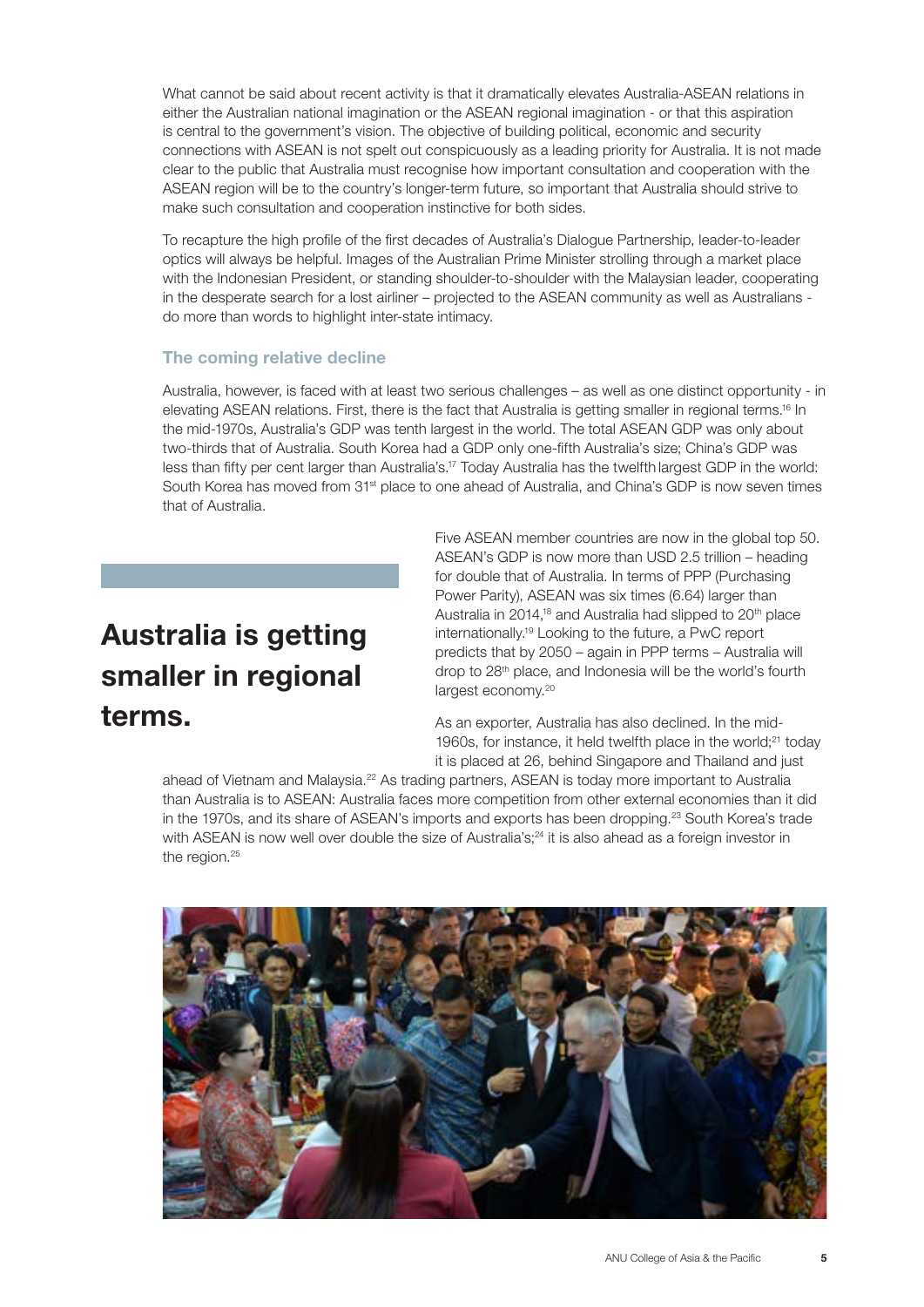What cannot be said about recent activity is that it dramatically elevates Australia-ASEAN relations in either the Australian national imagination or the ASEAN regional imagination - or that this aspiration is central to the government's vision. The objective of building political, economic and security connections with ASEAN is not spelt out conspicuously as a leading priority for Australia. It is not made clear to the public that Australia must recognise how important consultation and cooperation with the ASEAN region will be to the country's longer-term future, so important that Australia should strive to make such consultation and cooperation instinctive for both sides.

To recapture the high profile of the first decades of Australia's Dialogue Partnership, leader-to-leader optics will always be helpful. Images of the Australian Prime Minister strolling through a market place with the Indonesian President, or standing shoulder-to-shoulder with the Malaysian leader, cooperating in the desperate search for a lost airliner – projected to the ASEAN community as well as Australians - do more than words to highlight inter-state intimacy.

### The coming relative decline

Australia, however, is faced with at least two serious challenges – as well as one distinct opportunity - in elevating ASEAN relations. First, there is the fact that Australia is getting smaller in regional terms.[16] In the mid-1970s, Australia's GDP was tenth largest in the world. The total ASEAN GDP was only about two-thirds that of Australia. South Korea had a GDP only one-fifth Australia's size; China's GDP was less than fifty per cent larger than Australia's.[17] Today Australia has the twelfth largest GDP in the world: South Korea has moved from 31st place to one ahead of Australia, and China's GDP is now seven times that of Australia.

**Australia is getting smaller in regional terms.**

Five ASEAN member countries are now in the global top 50. ASEAN's GDP is now more than USD 2.5 trillion – heading for double that of Australia. In terms of PPP (Purchasing Power Parity), ASEAN was six times (6.64) larger than Australia in 2014,[18] and Australia had slipped to 20th place internationally.[19] Looking to the future, a PwC report predicts that by 2050 – again in PPP terms – Australia will drop to 28th place, and Indonesia will be the world's fourth largest economy.[20]

As an exporter, Australia has also declined. In the mid-1960s, for instance, it held twelfth place in the world;[21] today it is placed at 26, behind Singapore and Thailand and just ahead of Vietnam and Malaysia.[22] As trading partners, ASEAN is today more important to Australia than Australia is to ASEAN: Australia faces more competition from other external economies than it did in the 1970s, and its share of ASEAN's imports and exports has been dropping.[23] South Korea's trade with ASEAN is now well over double the size of Australia's;[24] it is also ahead as a foreign investor in the region.[25]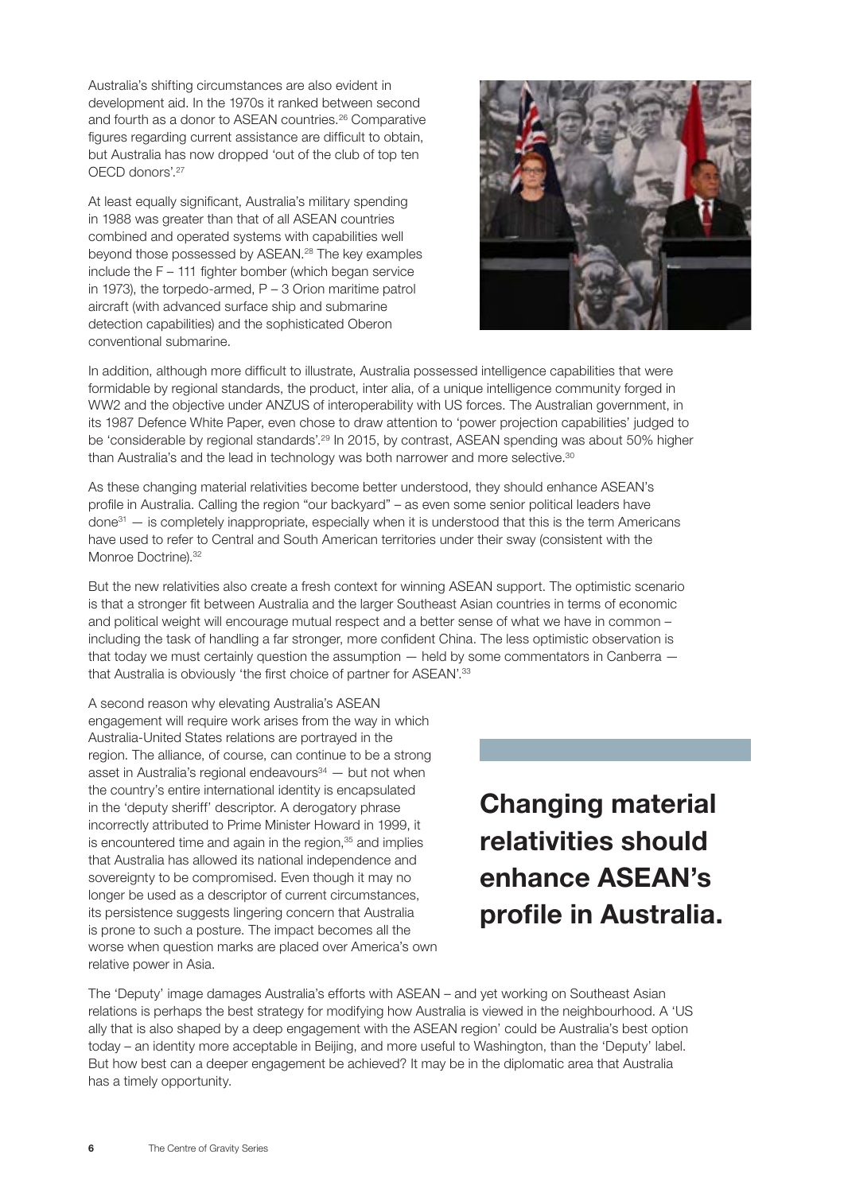Australia's shifting circumstances are also evident in development aid. In the 1970s it ranked between second and fourth as a donor to ASEAN countries.[26] Comparative figures regarding current assistance are difficult to obtain, but Australia has now dropped 'out of the club of top ten OECD donors'.[27]

At least equally significant, Australia's military spending in 1988 was greater than that of all ASEAN countries combined and operated systems with capabilities well beyond those possessed by ASEAN.[28] The key examples include the F – 111 fighter bomber (which began service in 1973), the torpedo-armed, P – 3 Orion maritime patrol aircraft (with advanced surface ship and submarine detection capabilities) and the sophisticated Oberon conventional submarine.

In addition, although more difficult to illustrate, Australia possessed intelligence capabilities that were formidable by regional standards, the product, inter alia, of a unique intelligence community forged in WW2 and the objective under ANZUS of interoperability with US forces. The Australian government, in its 1987 Defence White Paper, even chose to draw attention to 'power projection capabilities' judged to be 'considerable by regional standards'.[29] In 2015, by contrast, ASEAN spending was about 50% higher than Australia's and the lead in technology was both narrower and more selective.[30]

As these changing material relativities become better understood, they should enhance ASEAN's profile in Australia. Calling the region "our backyard" – as even some senior political leaders have done[31] — is completely inappropriate, especially when it is understood that this is the term Americans have used to refer to Central and South American territories under their sway (consistent with the Monroe Doctrine).[32]

But the new relativities also create a fresh context for winning ASEAN support. The optimistic scenario is that a stronger fit between Australia and the larger Southeast Asian countries in terms of economic and political weight will encourage mutual respect and a better sense of what we have in common – including the task of handling a far stronger, more confident China. The less optimistic observation is that today we must certainly question the assumption — held by some commentators in Canberra — that Australia is obviously 'the first choice of partner for ASEAN'.[33]

A second reason why elevating Australia's ASEAN engagement will require work arises from the way in which Australia-United States relations are portrayed in the region. The alliance, of course, can continue to be a strong asset in Australia's regional endeavours[34] — but not when the country's entire international identity is encapsulated in the 'deputy sheriff' descriptor. A derogatory phrase incorrectly attributed to Prime Minister Howard in 1999, it is encountered time and again in the region,[35] and implies that Australia has allowed its national independence and sovereignty to be compromised. Even though it may no longer be used as a descriptor of current circumstances, its persistence suggests lingering concern that Australia is prone to such a posture. The impact becomes all the worse when question marks are placed over America's own relative power in Asia.

**Changing material relativities should enhance ASEAN's profile in Australia.**

The 'Deputy' image damages Australia's efforts with ASEAN – and yet working on Southeast Asian relations is perhaps the best strategy for modifying how Australia is viewed in the neighbourhood. A 'US ally that is also shaped by a deep engagement with the ASEAN region' could be Australia's best option today – an identity more acceptable in Beijing, and more useful to Washington, than the 'Deputy' label. But how best can a deeper engagement be achieved? It may be in the diplomatic area that Australia has a timely opportunity.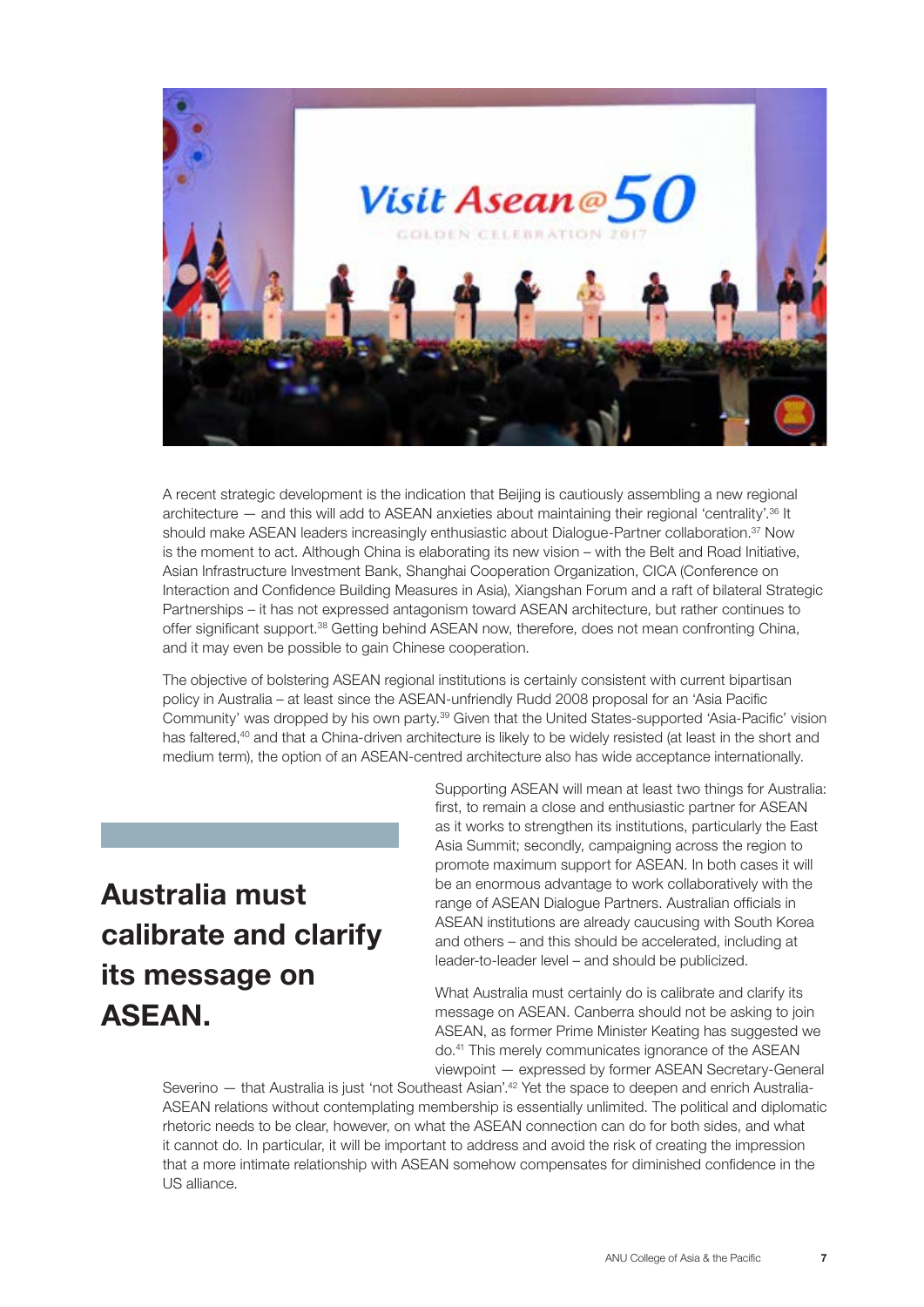A recent strategic development is the indication that Beijing is cautiously assembling a new regional architecture — and this will add to ASEAN anxieties about maintaining their regional 'centrality'.[36] It should make ASEAN leaders increasingly enthusiastic about Dialogue-Partner collaboration.[37] Now is the moment to act. Although China is elaborating its new vision – with the Belt and Road Initiative, Asian Infrastructure Investment Bank, Shanghai Cooperation Organization, CICA (Conference on Interaction and Confidence Building Measures in Asia), Xiangshan Forum and a raft of bilateral Strategic Partnerships – it has not expressed antagonism toward ASEAN architecture, but rather continues to offer significant support.[38] Getting behind ASEAN now, therefore, does not mean confronting China, and it may even be possible to gain Chinese cooperation.

The objective of bolstering ASEAN regional institutions is certainly consistent with current bipartisan policy in Australia – at least since the ASEAN-unfriendly Rudd 2008 proposal for an 'Asia Pacific Community' was dropped by his own party.[39] Given that the United States-supported 'Asia-Pacific' vision has faltered,[40] and that a China-driven architecture is likely to be widely resisted (at least in the short and medium term), the option of an ASEAN-centred architecture also has wide acceptance internationally.

**Australia must calibrate and clarify its message on ASEAN.**

Supporting ASEAN will mean at least two things for Australia: first, to remain a close and enthusiastic partner for ASEAN as it works to strengthen its institutions, particularly the East Asia Summit; secondly, campaigning across the region to promote maximum support for ASEAN. In both cases it will be an enormous advantage to work collaboratively with the range of ASEAN Dialogue Partners. Australian officials in ASEAN institutions are already caucusing with South Korea and others – and this should be accelerated, including at leader-to-leader level – and should be publicized.

What Australia must certainly do is calibrate and clarify its message on ASEAN. Canberra should not be asking to join ASEAN, as former Prime Minister Keating has suggested we do.[41] This merely communicates ignorance of the ASEAN viewpoint — expressed by former ASEAN Secretary-General Severino — that Australia is just 'not Southeast Asian'.[42] Yet the space to deepen and enrich Australia-ASEAN relations without contemplating membership is essentially unlimited. The political and diplomatic rhetoric needs to be clear, however, on what the ASEAN connection can do for both sides, and what it cannot do. In particular, it will be important to address and avoid the risk of creating the impression that a more intimate relationship with ASEAN somehow compensates for diminished confidence in the US alliance.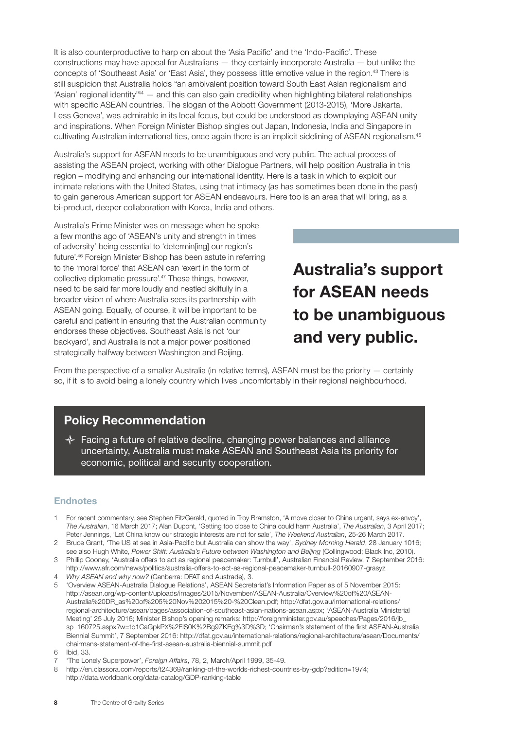It is also counterproductive to harp on about the 'Asia Pacific' and the 'Indo-Pacific'. These constructions may have appeal for Australians — they certainly incorporate Australia — but unlike the concepts of 'Southeast Asia' or 'East Asia', they possess little emotive value in the region.[43] There is still suspicion that Australia holds "an ambivalent position toward South East Asian regionalism and 'Asian' regional identity"[44] — and this can also gain credibility when highlighting bilateral relationships with specific ASEAN countries. The slogan of the Abbott Government (2013-2015), 'More Jakarta, Less Geneva', was admirable in its local focus, but could be understood as downplaying ASEAN unity and inspirations. When Foreign Minister Bishop singles out Japan, Indonesia, India and Singapore in cultivating Australian international ties, once again there is an implicit sidelining of ASEAN regionalism.[45]

Australia's support for ASEAN needs to be unambiguous and very public. The actual process of assisting the ASEAN project, working with other Dialogue Partners, will help position Australia in this region – modifying and enhancing our international identity. Here is a task in which to exploit our intimate relations with the United States, using that intimacy (as has sometimes been done in the past) to gain generous American support for ASEAN endeavours. Here too is an area that will bring, as a bi-product, deeper collaboration with Korea, India and others.

Australia's Prime Minister was on message when he spoke a few months ago of 'ASEAN's unity and strength in times of adversity' being essential to 'determin[ing] our region's future'.[46] Foreign Minister Bishop has been astute in referring to the 'moral force' that ASEAN can 'exert in the form of collective diplomatic pressure'.[47] These things, however, need to be said far more loudly and nestled skilfully in a broader vision of where Australia sees its partnership with ASEAN going. Equally, of course, it will be important to be careful and patient in ensuring that the Australian community endorses these objectives. Southeast Asia is not 'our backyard', and Australia is not a major power positioned strategically halfway between Washington and Beijing.

**Australia's support for ASEAN needs to be unambiguous and very public.**

From the perspective of a smaller Australia (in relative terms), ASEAN must be the priority — certainly so, if it is to avoid being a lonely country which lives uncomfortably in their regional neighbourhood.

## Policy Recommendation

- Facing a future of relative decline, changing power balances and alliance uncertainty, Australia must make ASEAN and Southeast Asia its priority for economic, political and security cooperation.

### Endnotes

1. For recent commentary, see Stephen FitzGerald, quoted in Troy Bramston, 'A move closer to China urgent, says ex-envoy', *The Australian*, 16 March 2017; Alan Dupont, 'Getting too close to China could harm Australia', *The Australian*, 3 April 2017; Peter Jennings, 'Let China know our strategic interests are not for sale', *The Weekend Australian*, 25-26 March 2017.
2. Bruce Grant, 'The US at sea in Asia-Pacific but Australia can show the way', *Sydney Morning Herald*, 28 January 1016; see also Hugh White, *Power Shift: Australia's Future between Washington and Beijing* (Collingwood; Black Inc, 2010).
3. Phillip Cooney, 'Australia offers to act as regional peacemaker: Turnbull', Australian Financial Review, 7 September 2016: http://www.afr.com/news/politics/australia-offers-to-act-as-regional-peacemaker-turnbull-20160907-grasyz
4. *Why ASEAN and why now?* (Canberra: DFAT and Austrade), 3.
5. 'Overview ASEAN-Australia Dialogue Relations', ASEAN Secretariat's Information Paper as of 5 November 2015: http://asean.org/wp-content/uploads/images/2015/November/ASEAN-Australia/Overview%20of%20ASEAN-Australia%20DR_as%20of%205%20Nov%202015%20-%20Clean.pdf; http://dfat.gov.au/international-relations/regional-architecture/asean/pages/association-of-southeast-asian-nations-asean.aspx; 'ASEAN-Australia Ministerial Meeting' 25 July 2016; Minister Bishop's opening remarks: http://foreignminister.gov.au/speeches/Pages/2016/jb_sp_160725.aspx?w=tb1CaGpkPX%2FlS0K%2Bg9ZKEg%3D%3D; 'Chairman's statement of the first ASEAN-Australia Biennial Summit', 7 September 2016: http://dfat.gov.au/international-relations/regional-architecture/asean/Documents/chairmans-statement-of-the-first-asean-australia-biennial-summit.pdf
6. Ibid, 33.
7. 'The Lonely Superpower', *Foreign Affairs*, 78, 2, March/April 1999, 35-49.
8. http://en.classora.com/reports/t24369/ranking-of-the-worlds-richest-countries-by-gdp?edition=1974; http://data.worldbank.org/data-catalog/GDP-ranking-table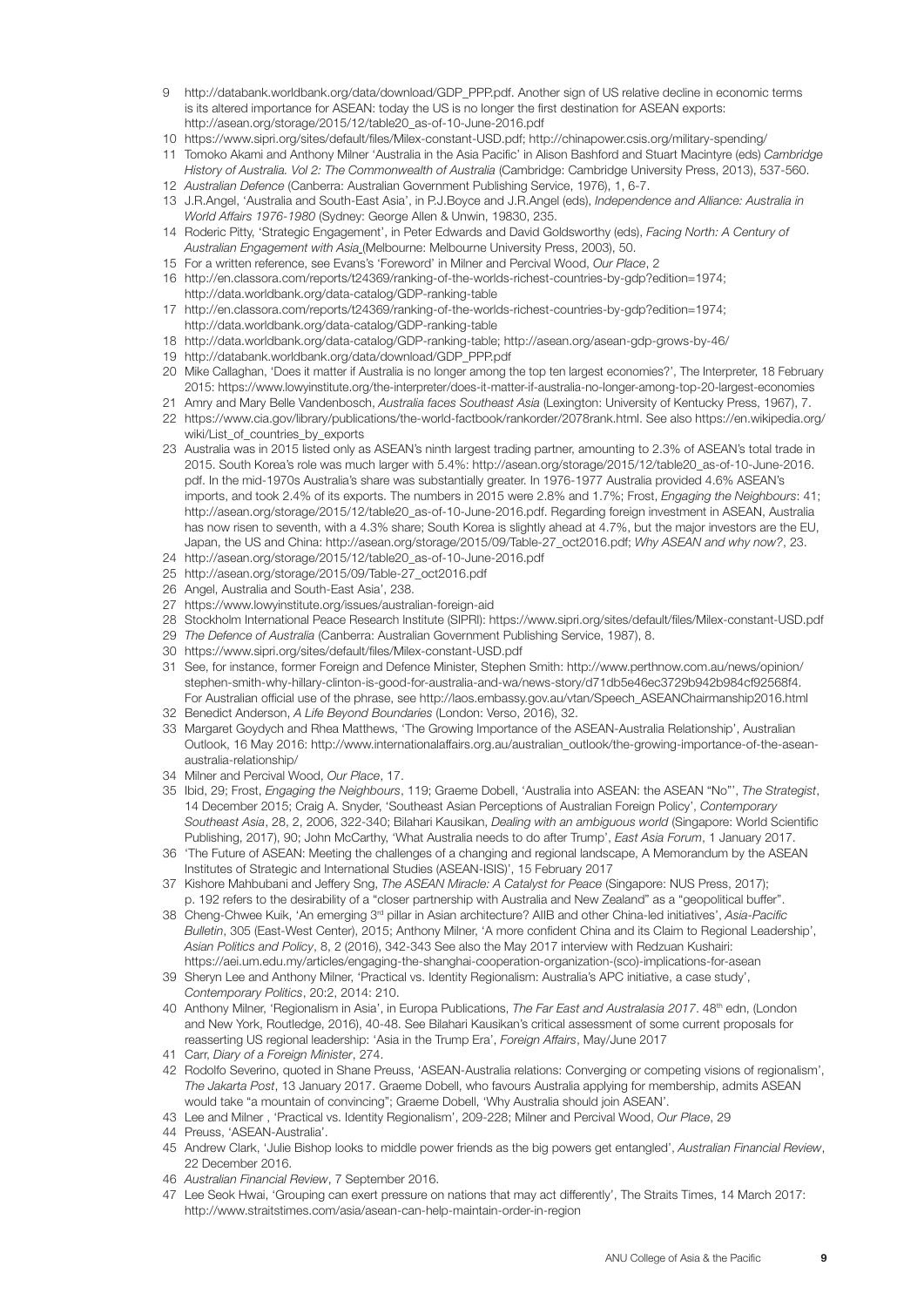9 http://databank.worldbank.org/data/download/GDP_PPP.pdf. Another sign of US relative decline in economic terms is its altered importance for ASEAN: today the US is no longer the first destination for ASEAN exports: http://asean.org/storage/2015/12/table20_as-of-10-June-2016.pdf

10 https://www.sipri.org/sites/default/files/Milex-constant-USD.pdf; http://chinapower.csis.org/military-spending/

11 Tomoko Akami and Anthony Milner 'Australia in the Asia Pacific' in Alison Bashford and Stuart Macintyre (eds) *Cambridge History of Australia. Vol 2: The Commonwealth of Australia* (Cambridge: Cambridge University Press, 2013), 537-560.

12 *Australian Defence* (Canberra: Australian Government Publishing Service, 1976), 1, 6-7.

13 J.R.Angel, 'Australia and South-East Asia', in P.J.Boyce and J.R.Angel (eds), *Independence and Alliance: Australia in World Affairs 1976-1980* (Sydney: George Allen & Unwin, 19830, 235.

14 Roderic Pitty, 'Strategic Engagement', in Peter Edwards and David Goldsworthy (eds), *Facing North: A Century of Australian Engagement with Asia* (Melbourne: Melbourne University Press, 2003), 50.

15 For a written reference, see Evans's 'Foreword' in Milner and Percival Wood, *Our Place*, 2

16 http://en.classora.com/reports/t24369/ranking-of-the-worlds-richest-countries-by-gdp?edition=1974; http://data.worldbank.org/data-catalog/GDP-ranking-table

17 http://en.classora.com/reports/t24369/ranking-of-the-worlds-richest-countries-by-gdp?edition=1974; http://data.worldbank.org/data-catalog/GDP-ranking-table

18 http://data.worldbank.org/data-catalog/GDP-ranking-table; http://asean.org/asean-gdp-grows-by-46/

19 http://databank.worldbank.org/data/download/GDP_PPP.pdf

20 Mike Callaghan, 'Does it matter if Australia is no longer among the top ten largest economies?', The Interpreter, 18 February 2015: https://www.lowyinstitute.org/the-interpreter/does-it-matter-if-australia-no-longer-among-top-20-largest-economies

21 Amry and Mary Belle Vandenbosch, *Australia faces Southeast Asia* (Lexington: University of Kentucky Press, 1967), 7.

22 https://www.cia.gov/library/publications/the-world-factbook/rankorder/2078rank.html. See also https://en.wikipedia.org/wiki/List_of_countries_by_exports

23 Australia was in 2015 listed only as ASEAN's ninth largest trading partner, amounting to 2.3% of ASEAN's total trade in 2015. South Korea's role was much larger with 5.4%: http://asean.org/storage/2015/12/table20_as-of-10-June-2016.pdf. In the mid-1970s Australia's share was substantially greater. In 1976-1977 Australia provided 4.6% ASEAN's imports, and took 2.4% of its exports. The numbers in 2015 were 2.8% and 1.7%; Frost, *Engaging the Neighbours*: 41; http://asean.org/storage/2015/12/table20_as-of-10-June-2016.pdf. Regarding foreign investment in ASEAN, Australia has now risen to seventh, with a 4.3% share; South Korea is slightly ahead at 4.7%, but the major investors are the EU, Japan, the US and China: http://asean.org/storage/2015/09/Table-27_oct2016.pdf; *Why ASEAN and why now?*, 23.

24 http://asean.org/storage/2015/12/table20_as-of-10-June-2016.pdf

25 http://asean.org/storage/2015/09/Table-27_oct2016.pdf

26 Angel, Australia and South-East Asia', 238.

27 https://www.lowyinstitute.org/issues/australian-foreign-aid

28 Stockholm International Peace Research Institute (SIPRI): https://www.sipri.org/sites/default/files/Milex-constant-USD.pdf

29 *The Defence of Australia* (Canberra: Australian Government Publishing Service, 1987), 8.

30 https://www.sipri.org/sites/default/files/Milex-constant-USD.pdf

31 See, for instance, former Foreign and Defence Minister, Stephen Smith: http://www.perthnow.com.au/news/opinion/stephen-smith-why-hillary-clinton-is-good-for-australia-and-wa/news-story/d71db5e46ec3729b942b984cf92568f4. For Australian official use of the phrase, see http://laos.embassy.gov.au/vtan/Speech_ASEANChairmanship2016.html

32 Benedict Anderson, *A Life Beyond Boundaries* (London: Verso, 2016), 32.

33 Margaret Goydych and Rhea Matthews, 'The Growing Importance of the ASEAN-Australia Relationship', Australian Outlook, 16 May 2016: http://www.internationalaffairs.org.au/australian_outlook/the-growing-importance-of-the-asean-australia-relationship/

34 Milner and Percival Wood, *Our Place*, 17.

35 Ibid, 29; Frost, *Engaging the Neighbours*, 119; Graeme Dobell, 'Australia into ASEAN: the ASEAN "No"', *The Strategist*, 14 December 2015; Craig A. Snyder, 'Southeast Asian Perceptions of Australian Foreign Policy', *Contemporary Southeast Asia*, 28, 2, 2006, 322-340; Bilahari Kausikan, *Dealing with an ambiguous world* (Singapore: World Scientific Publishing, 2017), 90; John McCarthy, 'What Australia needs to do after Trump', *East Asia Forum*, 1 January 2017.

36 'The Future of ASEAN: Meeting the challenges of a changing and regional landscape, A Memorandum by the ASEAN Institutes of Strategic and International Studies (ASEAN-ISIS)', 15 February 2017

37 Kishore Mahbubani and Jeffery Sng, *The ASEAN Miracle: A Catalyst for Peace* (Singapore: NUS Press, 2017); p. 192 refers to the desirability of a "closer partnership with Australia and New Zealand" as a "geopolitical buffer".

38 Cheng-Chwee Kuik, 'An emerging 3rd pillar in Asian architecture? AIIB and other China-led initiatives', *Asia-Pacific Bulletin*, 305 (East-West Center), 2015; Anthony Milner, 'A more confident China and its Claim to Regional Leadership', *Asian Politics and Policy*, 8, 2 (2016), 342-343 See also the May 2017 interview with Redzuan Kushairi: https://aei.um.edu.my/articles/engaging-the-shanghai-cooperation-organization-(sco)-implications-for-asean

39 Sheryn Lee and Anthony Milner, 'Practical vs. Identity Regionalism: Australia's APC initiative, a case study', *Contemporary Politics*, 20:2, 2014: 210.

40 Anthony Milner, 'Regionalism in Asia', in Europa Publications, *The Far East and Australasia 2017*. 48th edn, (London and New York, Routledge, 2016), 40-48. See Bilahari Kausikan's critical assessment of some current proposals for reasserting US regional leadership: 'Asia in the Trump Era', *Foreign Affairs*, May/June 2017

41 Carr, *Diary of a Foreign Minister*, 274.

42 Rodolfo Severino, quoted in Shane Preuss, 'ASEAN-Australia relations: Converging or competing visions of regionalism', *The Jakarta Post*, 13 January 2017. Graeme Dobell, who favours Australia applying for membership, admits ASEAN would take "a mountain of convincing"; Graeme Dobell, 'Why Australia should join ASEAN'.

43 Lee and Milner , 'Practical vs. Identity Regionalism', 209-228; Milner and Percival Wood, *Our Place*, 29

44 Preuss, 'ASEAN-Australia'.

45 Andrew Clark, 'Julie Bishop looks to middle power friends as the big powers get entangled', *Australian Financial Review*, 22 December 2016.

46 *Australian Financial Review*, 7 September 2016.

47 Lee Seok Hwai, 'Grouping can exert pressure on nations that may act differently', The Straits Times, 14 March 2017: http://www.straitstimes.com/asia/asean-can-help-maintain-order-in-region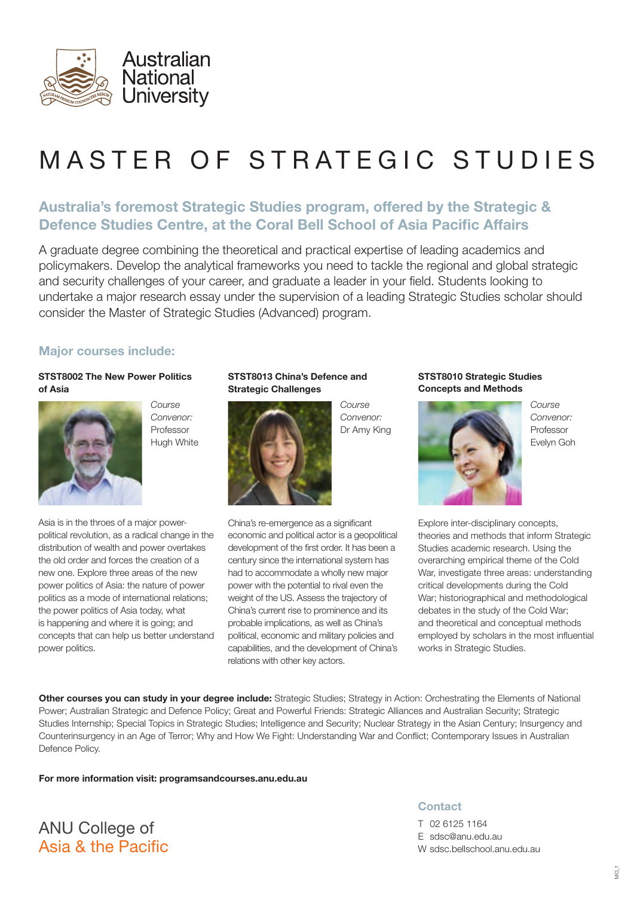Australian National University

# MASTER OF STRATEGIC STUDIES

## Australia's foremost Strategic Studies program, offered by the Strategic & Defence Studies Centre, at the Coral Bell School of Asia Pacific Affairs

A graduate degree combining the theoretical and practical expertise of leading academics and policymakers. Develop the analytical frameworks you need to tackle the regional and global strategic and security challenges of your career, and graduate a leader in your field. Students looking to undertake a major research essay under the supervision of a leading Strategic Studies scholar should consider the Master of Strategic Studies (Advanced) program.

### Major courses include:

**STST8002 The New Power Politics of Asia**

*Course Convenor:* Professor Hugh White

Asia is in the throes of a major power-political revolution, as a radical change in the distribution of wealth and power overtakes the old order and forces the creation of a new one. Explore three areas of the new power politics of Asia: the nature of power politics as a mode of international relations; the power politics of Asia today, what is happening and where it is going; and concepts that can help us better understand power politics.

**STST8013 China's Defence and Strategic Challenges**

*Course Convenor:* Dr Amy King

China's re-emergence as a significant economic and political actor is a geopolitical development of the first order. It has been a century since the international system has had to accommodate a wholly new major power with the potential to rival even the weight of the US. Assess the trajectory of China's current rise to prominence and its probable implications, as well as China's political, economic and military policies and capabilities, and the development of China's relations with other key actors.

**STST8010 Strategic Studies Concepts and Methods**

*Course Convenor:* Professor Evelyn Goh

Explore inter-disciplinary concepts, theories and methods that inform Strategic Studies academic research. Using the overarching empirical theme of the Cold War, investigate three areas: understanding critical developments during the Cold War; historiographical and methodological debates in the study of the Cold War; and theoretical and conceptual methods employed by scholars in the most influential works in Strategic Studies.

**Other courses you can study in your degree include:** Strategic Studies; Strategy in Action: Orchestrating the Elements of National Power; Australian Strategic and Defence Policy; Great and Powerful Friends: Strategic Alliances and Australian Security; Strategic Studies Internship; Special Topics in Strategic Studies; Intelligence and Security; Nuclear Strategy in the Asian Century; Insurgency and Counterinsurgency in an Age of Terror; Why and How We Fight: Understanding War and Conflict; Contemporary Issues in Australian Defence Policy.

**For more information visit: programsandcourses.anu.edu.au**

ANU College of Asia & the Pacific

### Contact

T 02 6125 1164
E sdsc@anu.edu.au
W sdsc.bellschool.anu.edu.au